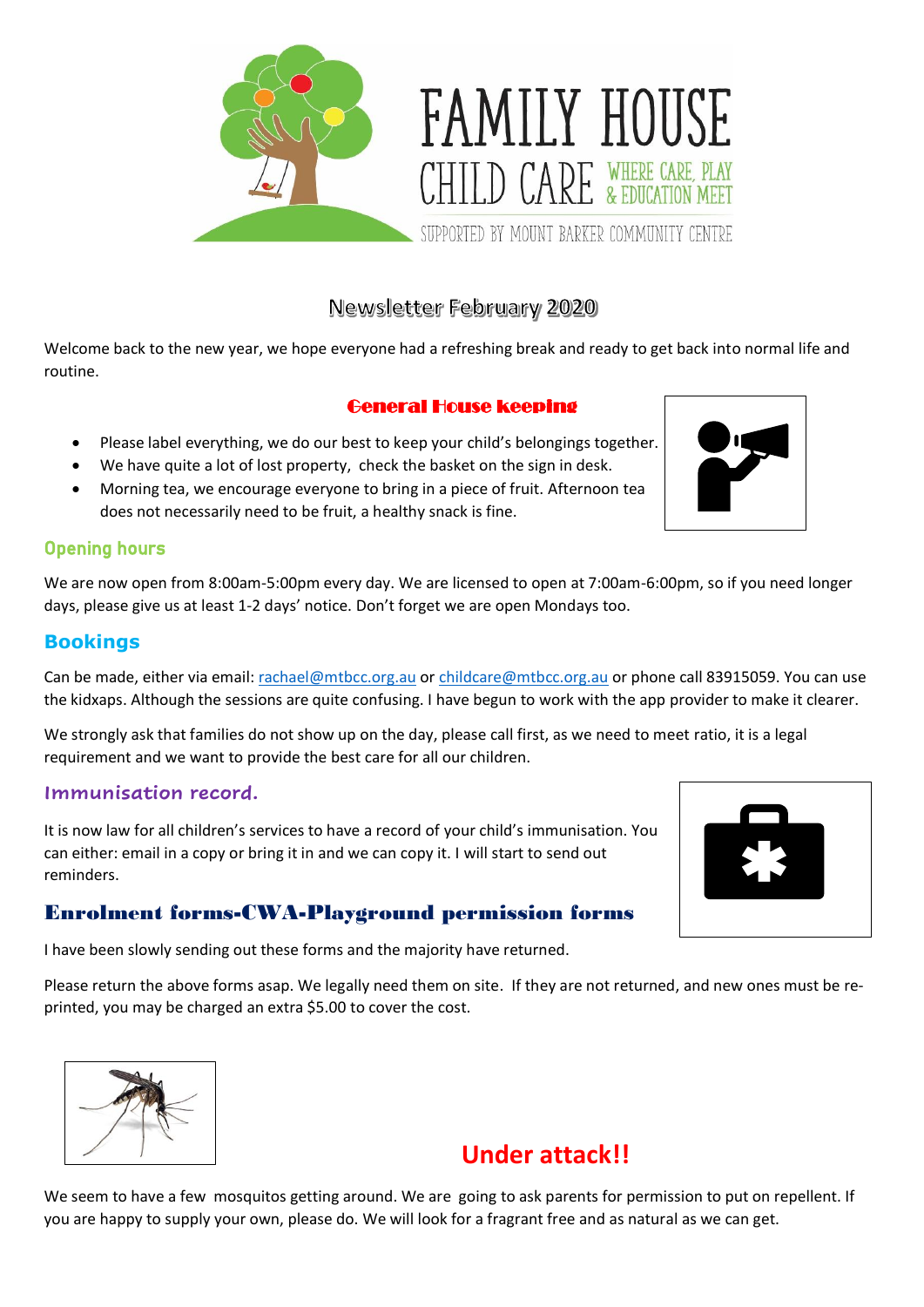# FAMILY HOUSE CHILD CARE

WHERE CARE, PLAY & EDUCATION MEET

SUPPORTED BY MOUNT BARKER COMMUNITY CENTRE

## Newsletter February 2020

Welcome back to the new year, we hope everyone had a refreshing break and ready to get back into normal life and routine.

### General House keeping

- Please label everything, we do our best to keep your child's belongings together.
- We have quite a lot of lost property, check the basket on the sign in desk.
- Morning tea, we encourage everyone to bring in a piece of fruit. Afternoon tea does not necessarily need to be fruit, a healthy snack is fine.

### Opening hours

We are now open from 8:00am-5:00pm every day. We are licensed to open at 7:00am-6:00pm, so if you need longer days, please give us at least 1-2 days' notice. Don't forget we are open Mondays too.

### Bookings

Can be made, either via email: rachael@mtbcc.org.au or childcare@mtbcc.org.au or phone call 83915059. You can use the kidxaps. Although the sessions are quite confusing. I have begun to work with the app provider to make it clearer.

We strongly ask that families do not show up on the day, please call first, as we need to meet ratio, it is a legal requirement and we want to provide the best care for all our children.

### Immunisation record.

It is now law for all children's services to have a record of your child's immunisation. You can either: email in a copy or bring it in and we can copy it. I will start to send out reminders.

### Enrolment forms-CWA-Playground permission forms

I have been slowly sending out these forms and the majority have returned.

Please return the above forms asap. We legally need them on site. If they are not returned, and new ones must be re-printed, you may be charged an extra $5.00 to cover the cost.

### Under attack!!

We seem to have a few mosquitos getting around. We are going to ask parents for permission to put on repellent. If you are happy to supply your own, please do. We will look for a fragrant free and as natural as we can get.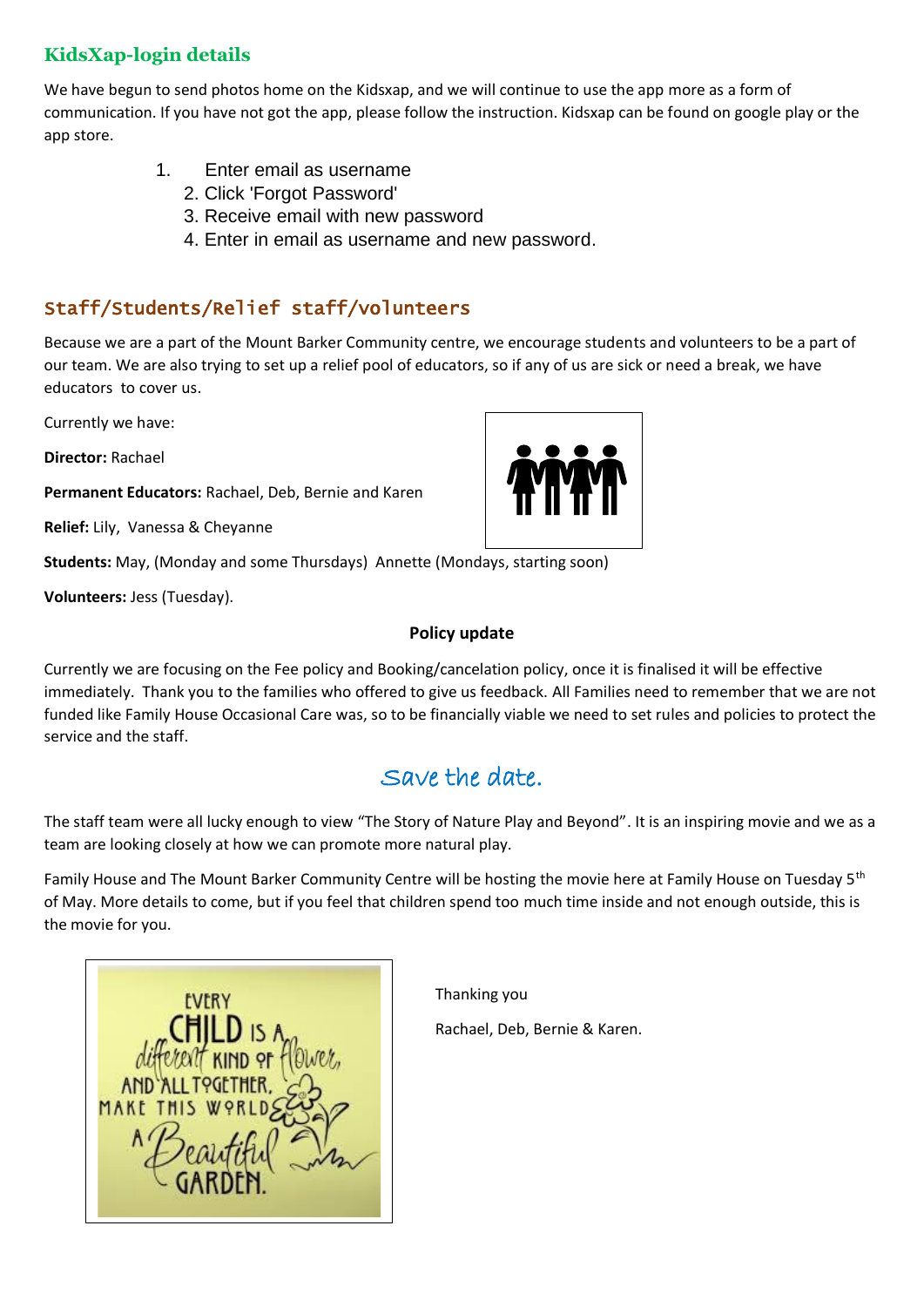## KidsXap-login details

We have begun to send photos home on the Kidsxap, and we will continue to use the app more as a form of communication. If you have not got the app, please follow the instruction. Kidsxap can be found on google play or the app store.

1. Enter email as username
2. Click 'Forgot Password'
3. Receive email with new password
4. Enter in email as username and new password.

## Staff/Students/Relief staff/volunteers

Because we are a part of the Mount Barker Community centre, we encourage students and volunteers to be a part of our team. We are also trying to set up a relief pool of educators, so if any of us are sick or need a break, we have educators to cover us.

Currently we have:

**Director:** Rachael

**Permanent Educators:** Rachael, Deb, Bernie and Karen

**Relief:** Lily, Vanessa & Cheyanne

**Students:** May, (Monday and some Thursdays) Annette (Mondays, starting soon)

**Volunteers:** Jess (Tuesday).

### Policy update

Currently we are focusing on the Fee policy and Booking/cancelation policy, once it is finalised it will be effective immediately. Thank you to the families who offered to give us feedback. All Families need to remember that we are not funded like Family House Occasional Care was, so to be financially viable we need to set rules and policies to protect the service and the staff.

## Save the date.

The staff team were all lucky enough to view "The Story of Nature Play and Beyond". It is an inspiring movie and we as a team are looking closely at how we can promote more natural play.

Family House and The Mount Barker Community Centre will be hosting the movie here at Family House on Tuesday 5th of May. More details to come, but if you feel that children spend too much time inside and not enough outside, this is the movie for you.

Thanking you

Rachael, Deb, Bernie & Karen.